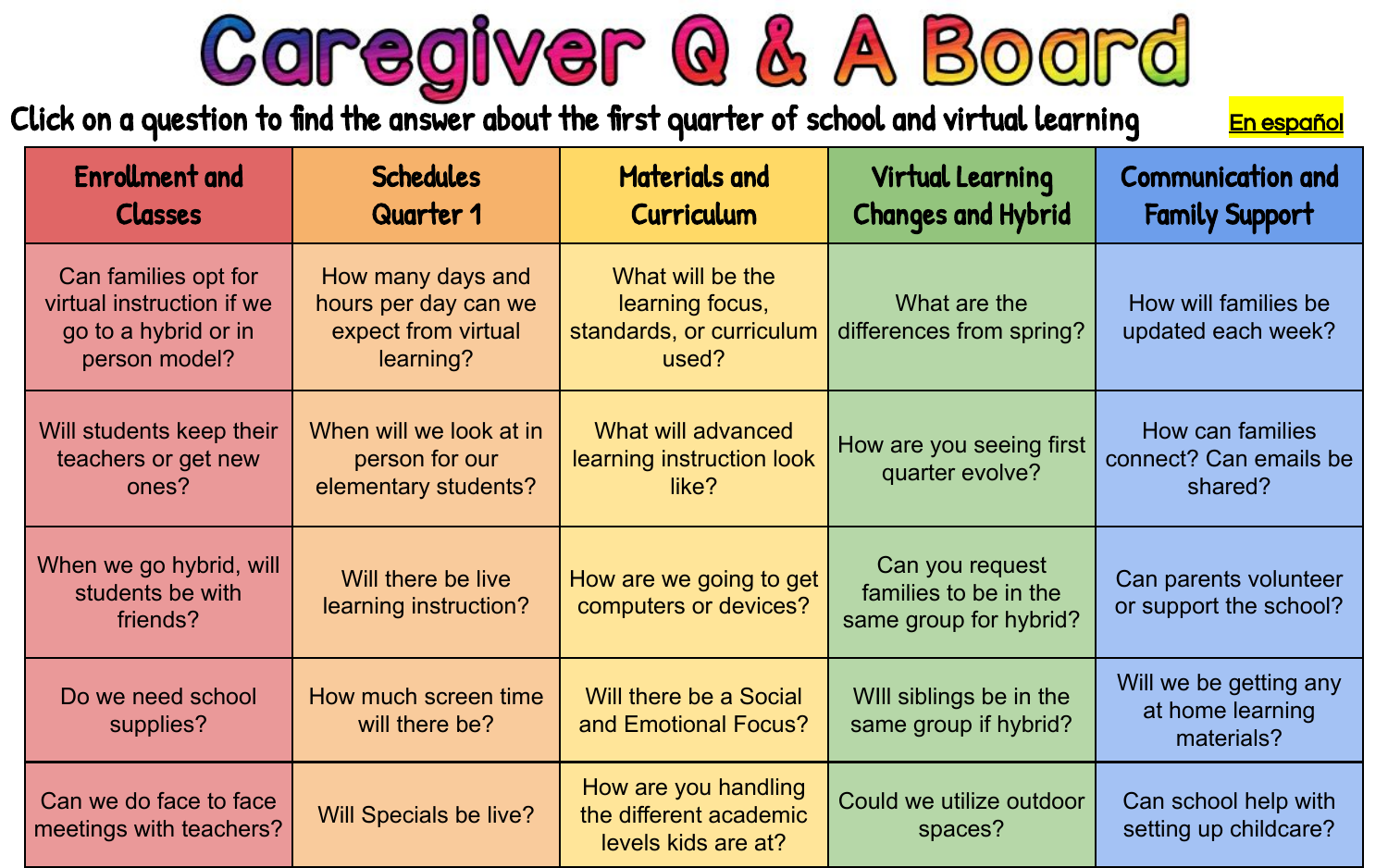# Caregiver Q & A Board

**Click on a question to find the answer about the first quarter of school and virtual learning**

En español

| Enrollment and Classes | Schedules Quarter 1 | Materials and Curriculum | Virtual Learning Changes and Hybrid | Communication and Family Support |
|---|---|---|---|---|
| Can families opt for virtual instruction if we go to a hybrid or in person model? | How many days and hours per day can we expect from virtual learning? | What will be the learning focus, standards, or curriculum used? | What are the differences from spring? | How will families be updated each week? |
| Will students keep their teachers or get new ones? | When will we look at in person for our elementary students? | What will advanced learning instruction look like? | How are you seeing first quarter evolve? | How can families connect? Can emails be shared? |
| When we go hybrid, will students be with friends? | Will there be live learning instruction? | How are we going to get computers or devices? | Can you request families to be in the same group for hybrid? | Can parents volunteer or support the school? |
| Do we need school supplies? | How much screen time will there be? | Will there be a Social and Emotional Focus? | WIll siblings be in the same group if hybrid? | Will we be getting any at home learning materials? |
| Can we do face to face meetings with teachers? | Will Specials be live? | How are you handling the different academic levels kids are at? | Could we utilize outdoor spaces? | Can school help with setting up childcare? |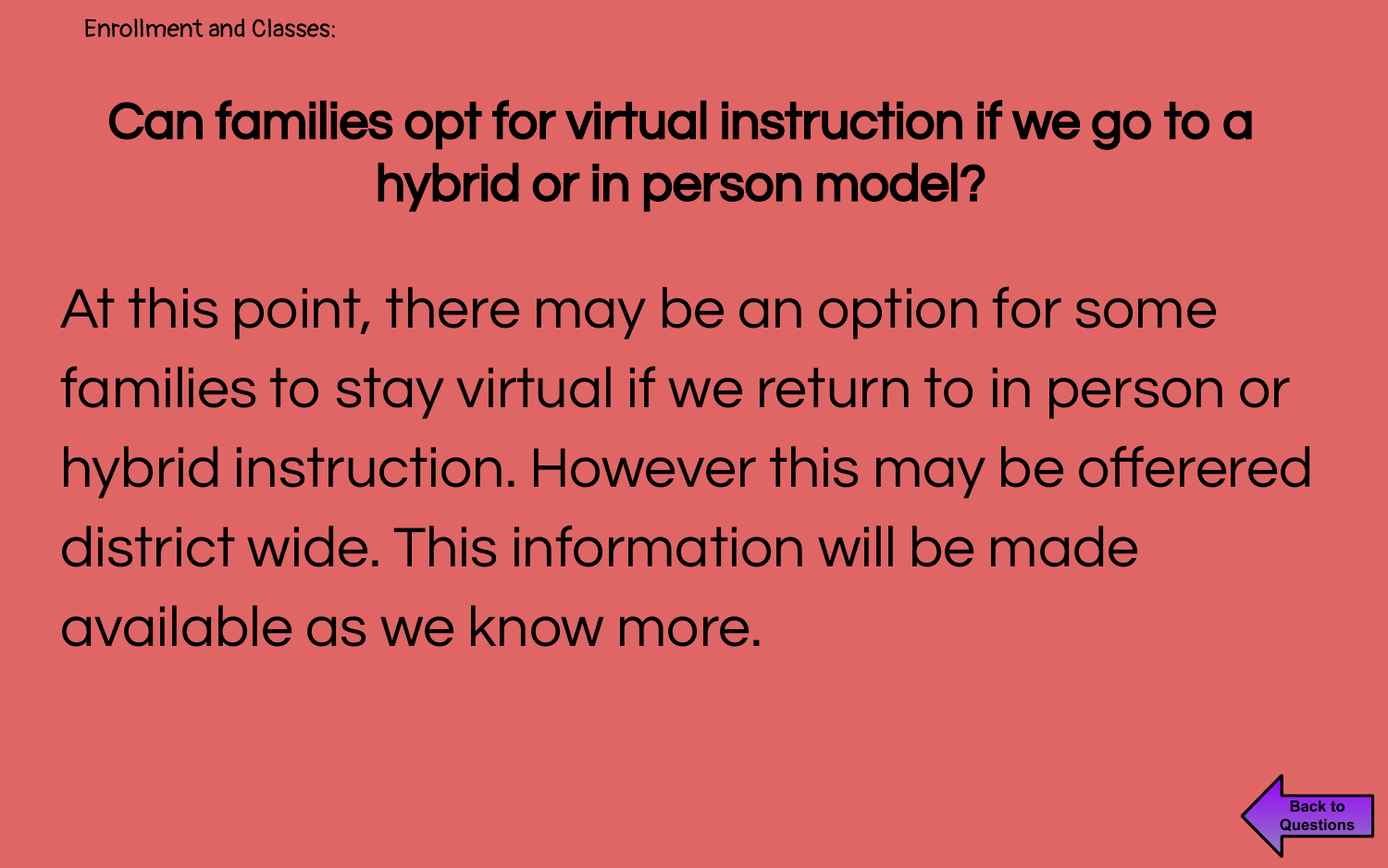Enrollment and Classes:

## Can families opt for virtual instruction if we go to a hybrid or in person model?

At this point, there may be an option for some families to stay virtual if we return to in person or hybrid instruction. However this may be offerered district wide. This information will be made available as we know more.

Back to Questions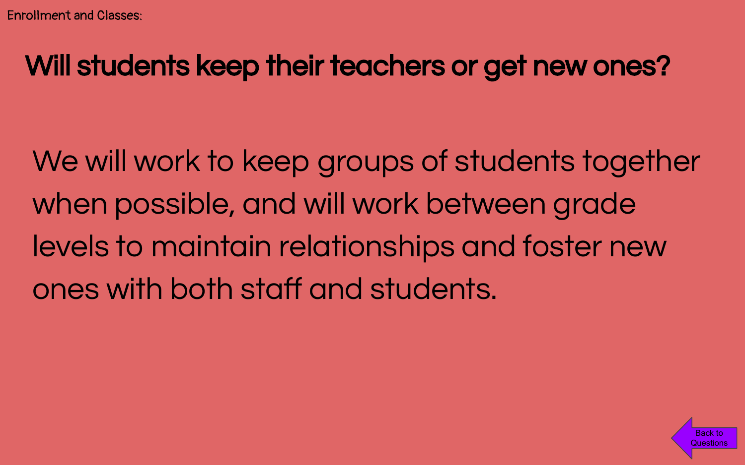Enrollment and Classes:

## Will students keep their teachers or get new ones?

We will work to keep groups of students together when possible, and will work between grade levels to maintain relationships and foster new ones with both staff and students.

Back to Questions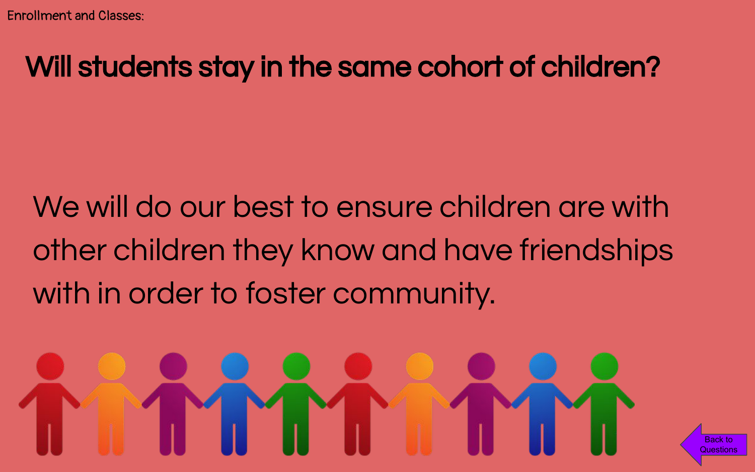Enrollment and Classes:

# Will students stay in the same cohort of children?

We will do our best to ensure children are with other children they know and have friendships with in order to foster community.

Back to Questions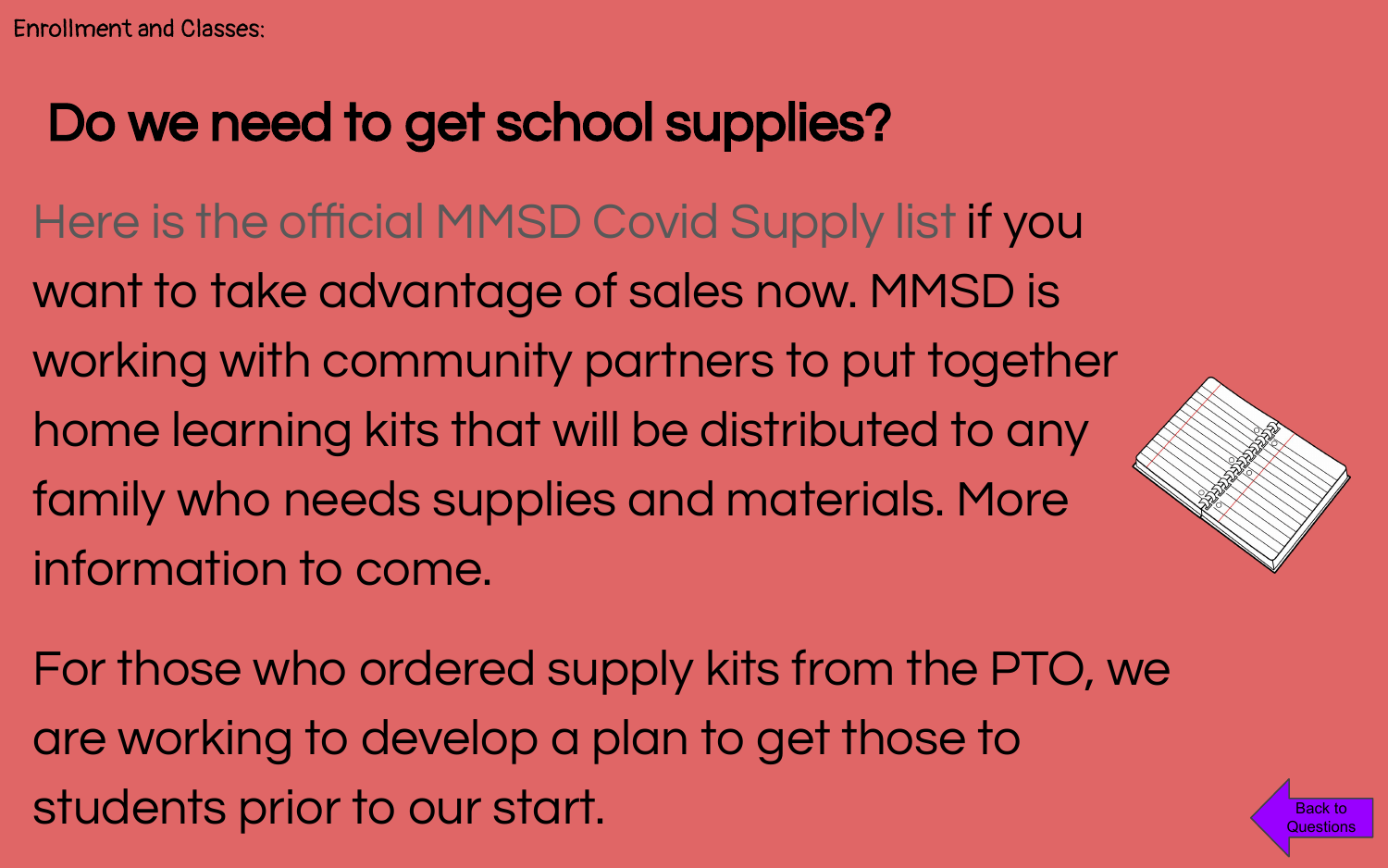Enrollment and Classes:

## Do we need to get school supplies?

Here is the official MMSD Covid Supply list if you want to take advantage of sales now. MMSD is working with community partners to put together home learning kits that will be distributed to any family who needs supplies and materials. More information to come.

For those who ordered supply kits from the PTO, we are working to develop a plan to get those to students prior to our start.

Back to Questions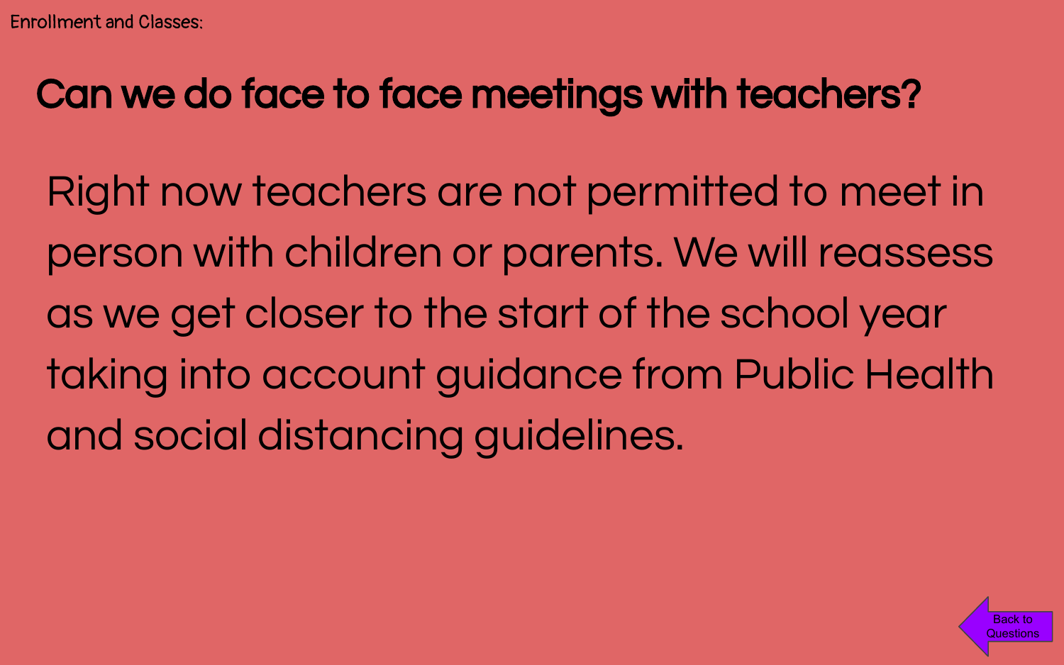Enrollment and Classes:

## Can we do face to face meetings with teachers?

Right now teachers are not permitted to meet in person with children or parents. We will reassess as we get closer to the start of the school year taking into account guidance from Public Health and social distancing guidelines.

Back to Questions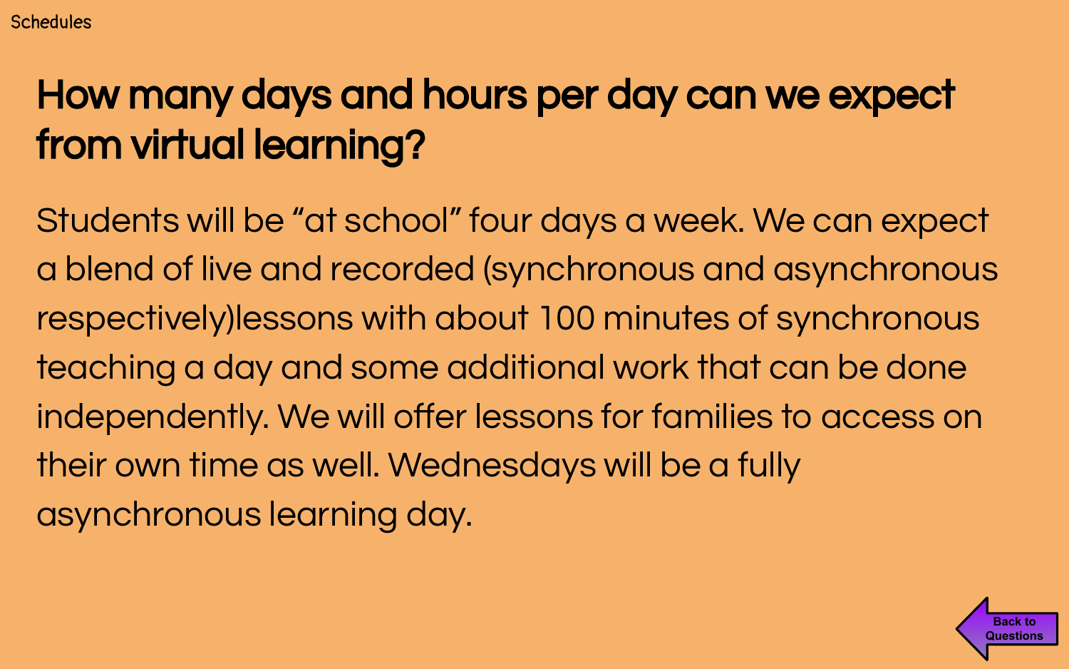Schedules

## How many days and hours per day can we expect from virtual learning?

Students will be “at school” four days a week. We can expect a blend of live and recorded (synchronous and asynchronous respectively)lessons with about 100 minutes of synchronous teaching a day and some additional work that can be done independently. We will offer lessons for families to access on their own time as well. Wednesdays will be a fully asynchronous learning day.

Back to Questions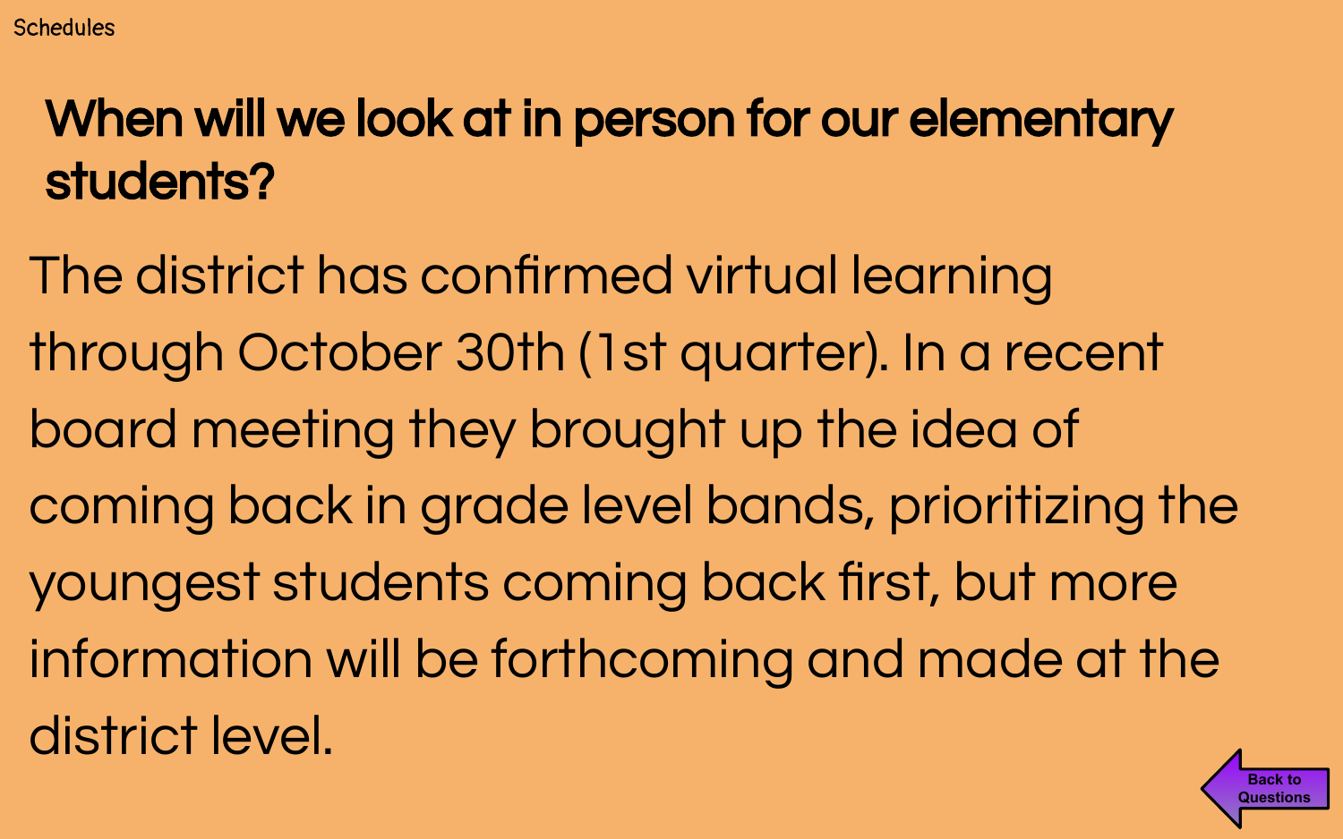Schedules

## When will we look at in person for our elementary students?

The district has confirmed virtual learning through October 30th (1st quarter). In a recent board meeting they brought up the idea of coming back in grade level bands, prioritizing the youngest students coming back first, but more information will be forthcoming and made at the district level.

Back to Questions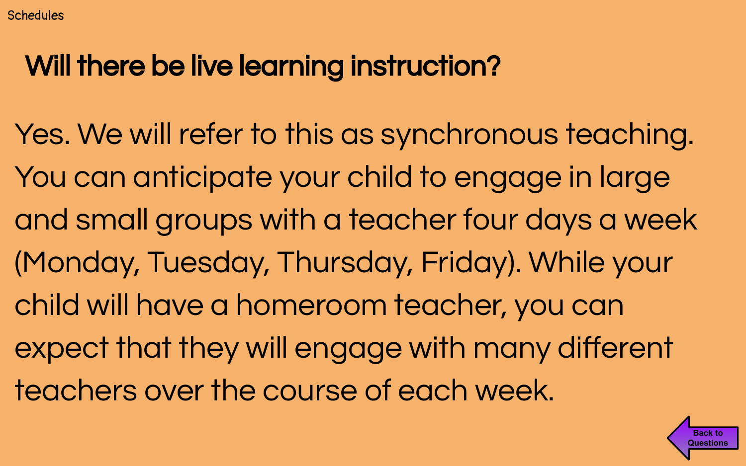Schedules

## Will there be live learning instruction?

Yes. We will refer to this as synchronous teaching. You can anticipate your child to engage in large and small groups with a teacher four days a week (Monday, Tuesday, Thursday, Friday). While your child will have a homeroom teacher, you can expect that they will engage with many different teachers over the course of each week.

Back to Questions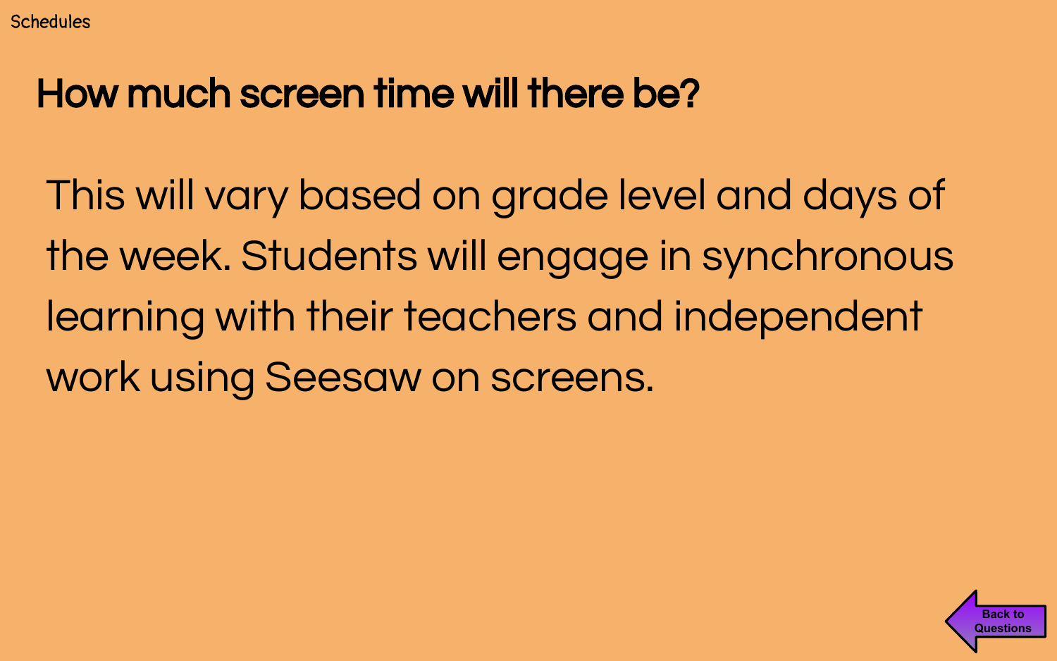Schedules

## How much screen time will there be?

This will vary based on grade level and days of the week. Students will engage in synchronous learning with their teachers and independent work using Seesaw on screens.

Back to Questions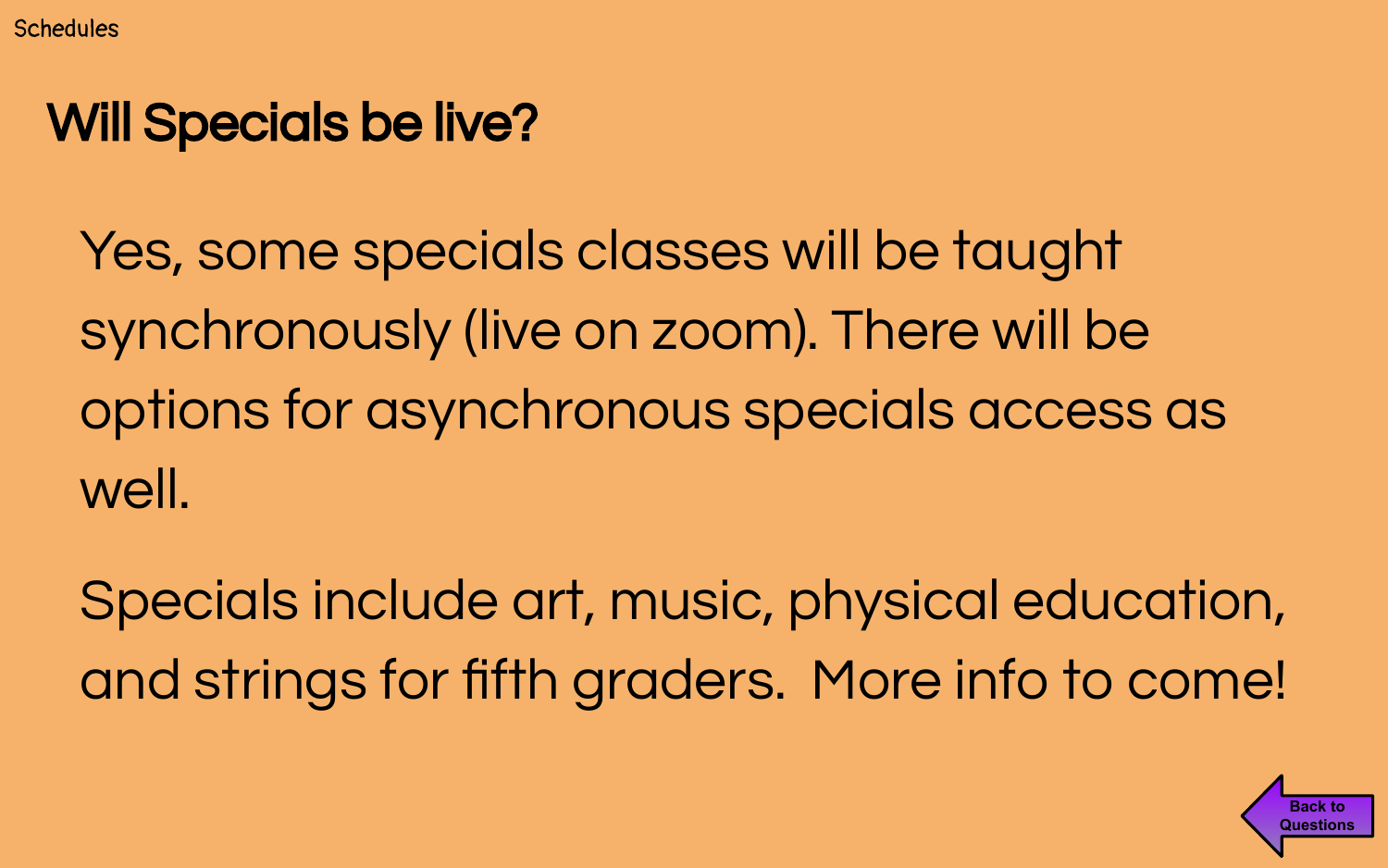Schedules

## Will Specials be live?

Yes, some specials classes will be taught synchronously (live on zoom). There will be options for asynchronous specials access as well.

Specials include art, music, physical education, and strings for fifth graders.  More info to come!

Back to Questions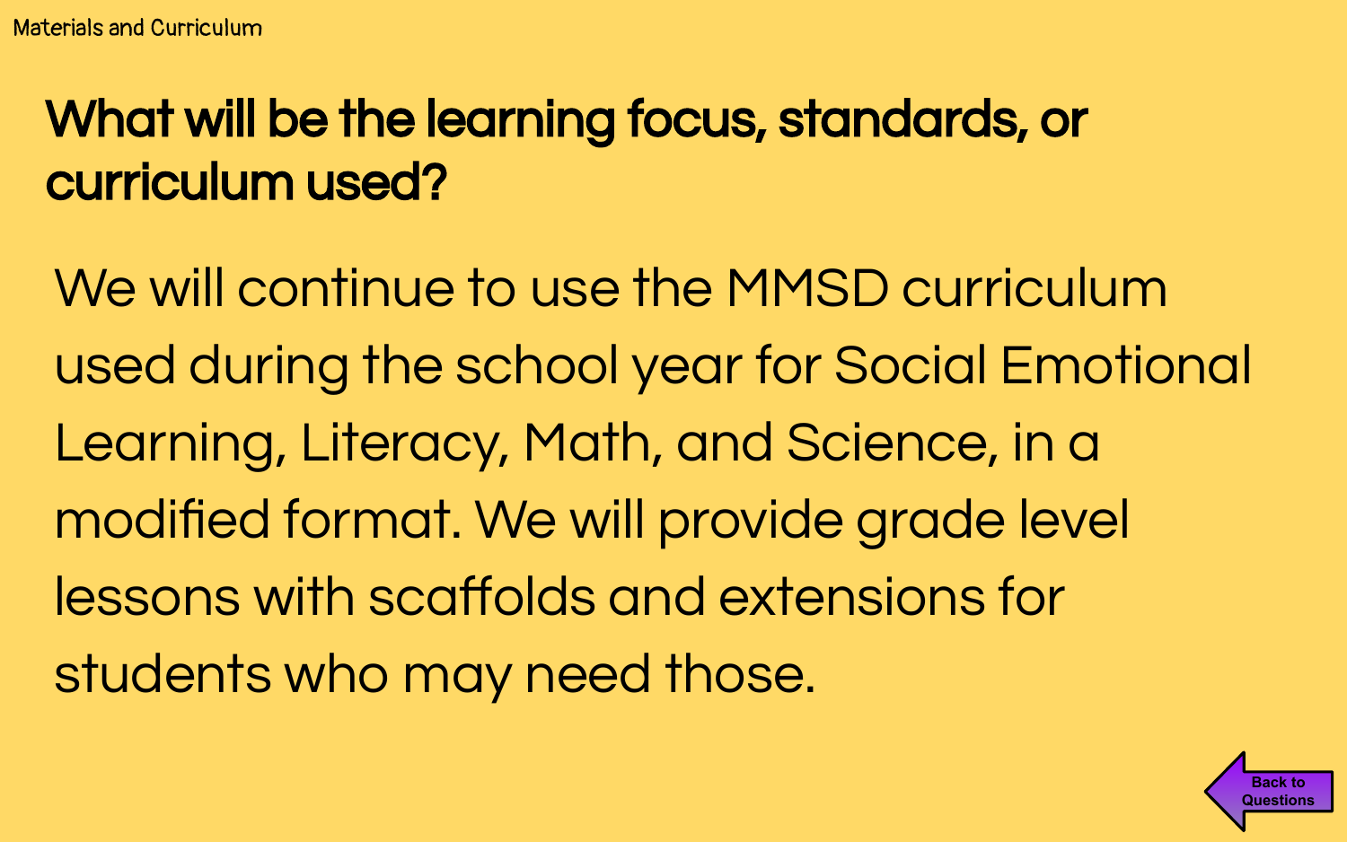Materials and Curriculum

## What will be the learning focus, standards, or curriculum used?

We will continue to use the MMSD curriculum used during the school year for Social Emotional Learning, Literacy, Math, and Science, in a modified format. We will provide grade level lessons with scaffolds and extensions for students who may need those.

Back to Questions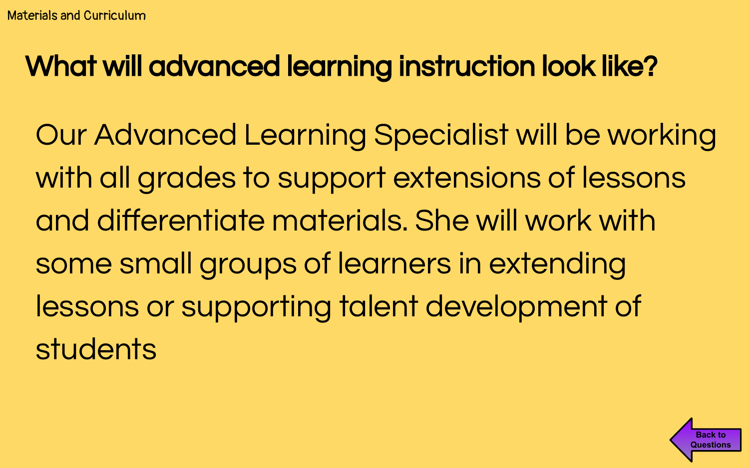Materials and Curriculum

# What will advanced learning instruction look like?

Our Advanced Learning Specialist will be working with all grades to support extensions of lessons and differentiate materials. She will work with some small groups of learners in extending lessons or supporting talent development of students

Back to Questions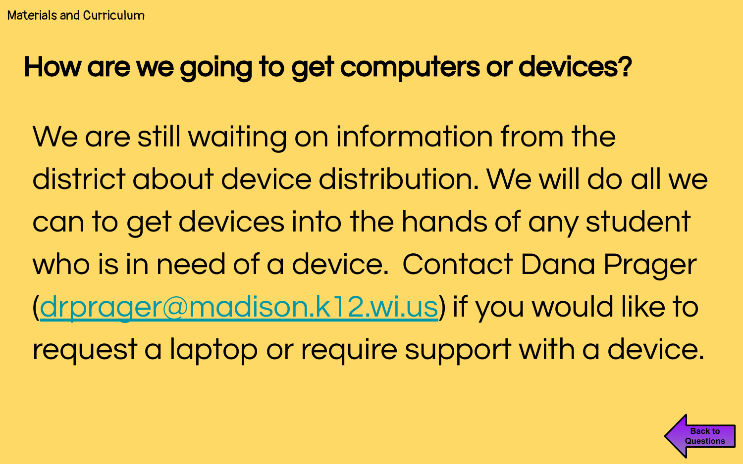Materials and Curriculum

## How are we going to get computers or devices?

We are still waiting on information from the district about device distribution. We will do all we can to get devices into the hands of any student who is in need of a device. Contact Dana Prager (drprager@madison.k12.wi.us) if you would like to request a laptop or require support with a device.

Back to Questions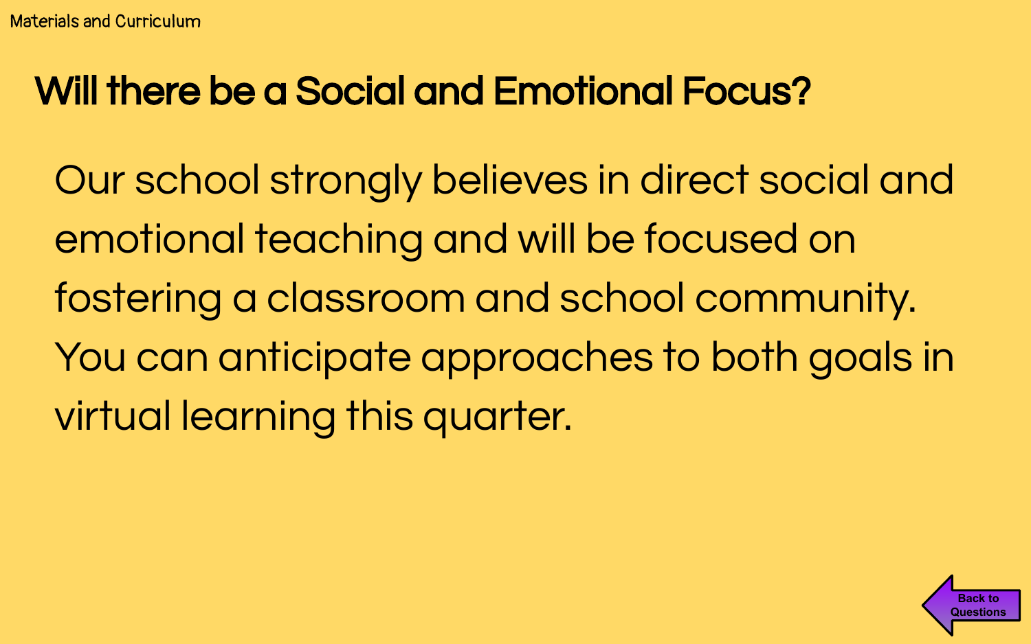Materials and Curriculum

## Will there be a Social and Emotional Focus?

Our school strongly believes in direct social and emotional teaching and will be focused on fostering a classroom and school community. You can anticipate approaches to both goals in virtual learning this quarter.

Back to Questions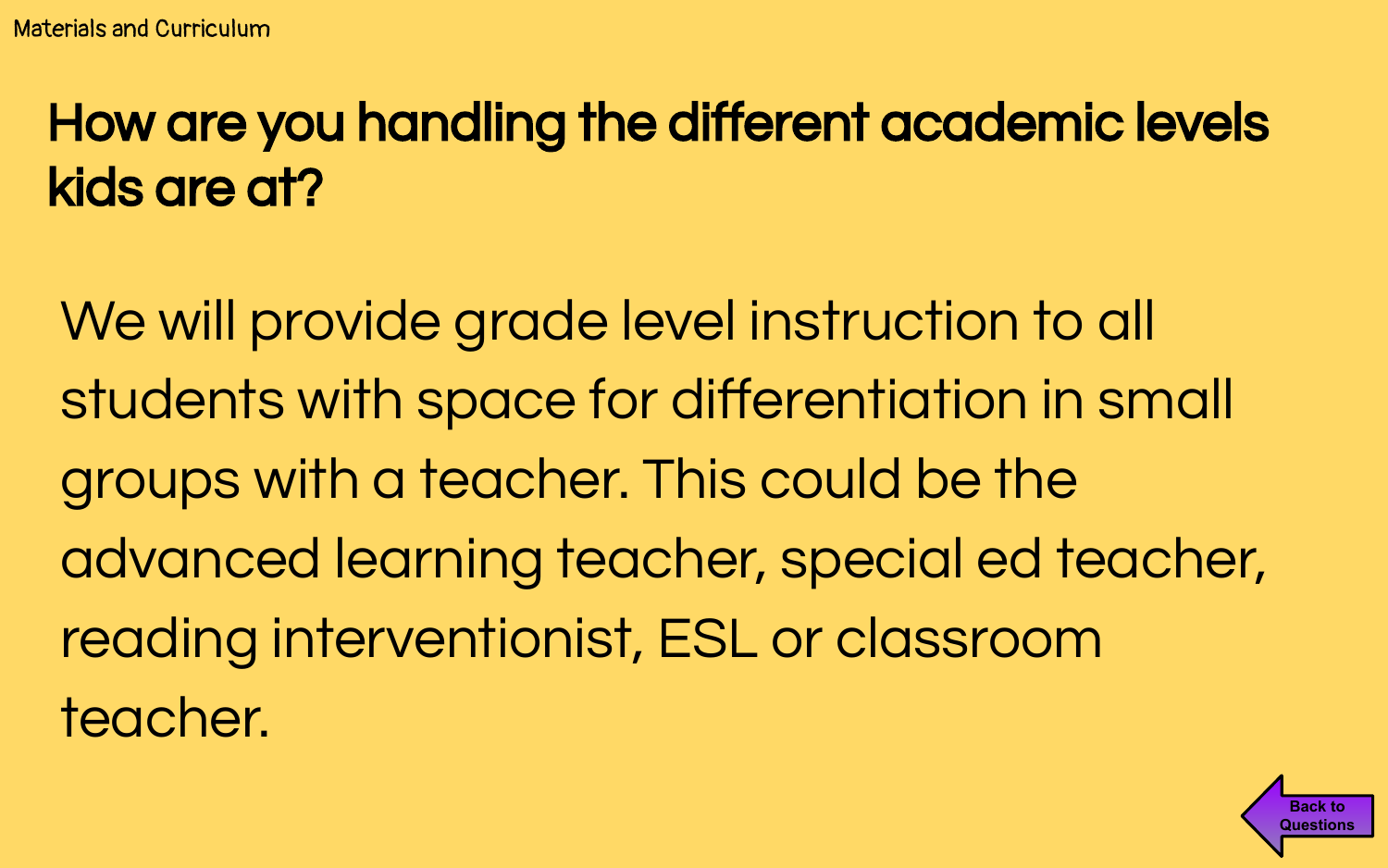Materials and Curriculum

## How are you handling the different academic levels kids are at?

We will provide grade level instruction to all students with space for differentiation in small groups with a teacher. This could be the advanced learning teacher, special ed teacher, reading interventionist, ESL or classroom teacher.

Back to Questions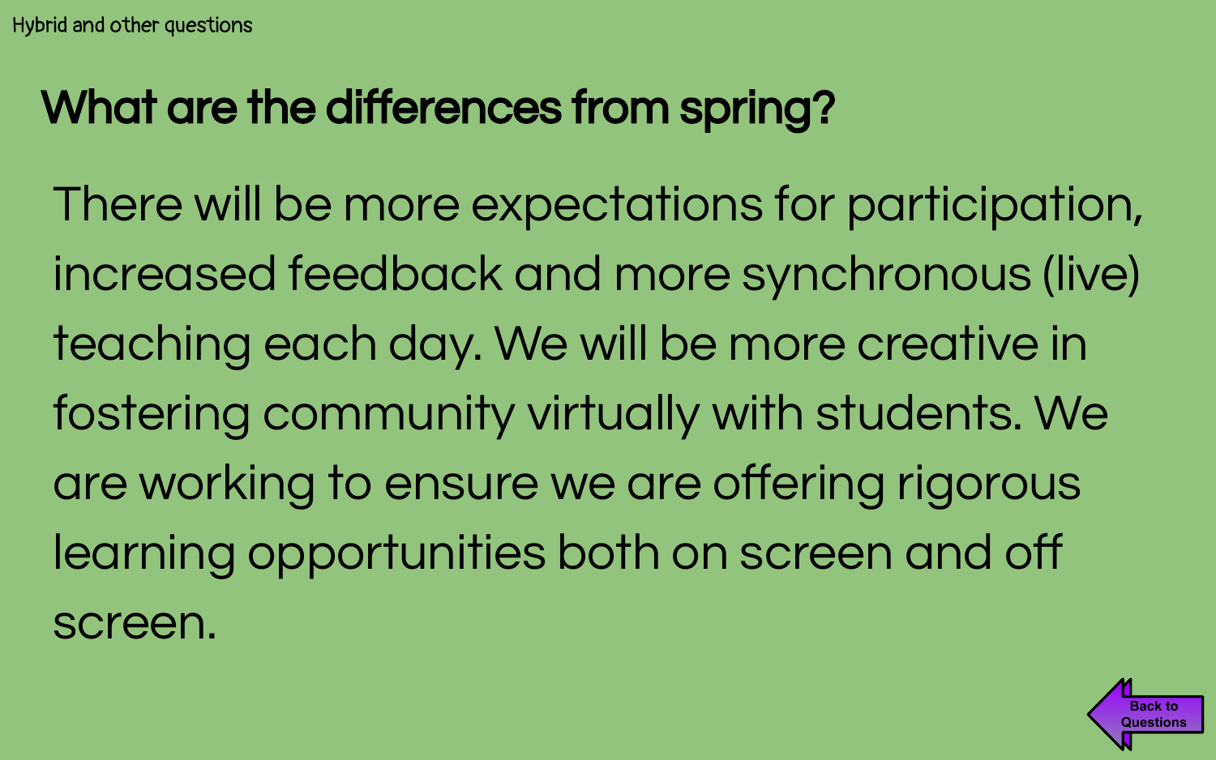Hybrid and other questions

## What are the differences from spring?

There will be more expectations for participation, increased feedback and more synchronous (live) teaching each day. We will be more creative in fostering community virtually with students. We are working to ensure we are offering rigorous learning opportunities both on screen and off screen.

Back to Questions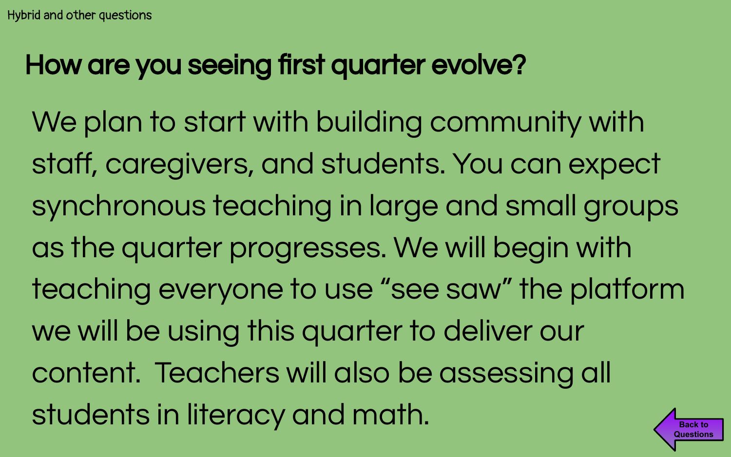Hybrid and other questions

## How are you seeing first quarter evolve?

We plan to start with building community with staff, caregivers, and students. You can expect synchronous teaching in large and small groups as the quarter progresses. We will begin with teaching everyone to use “see saw” the platform we will be using this quarter to deliver our content.  Teachers will also be assessing all students in literacy and math.

Back to Questions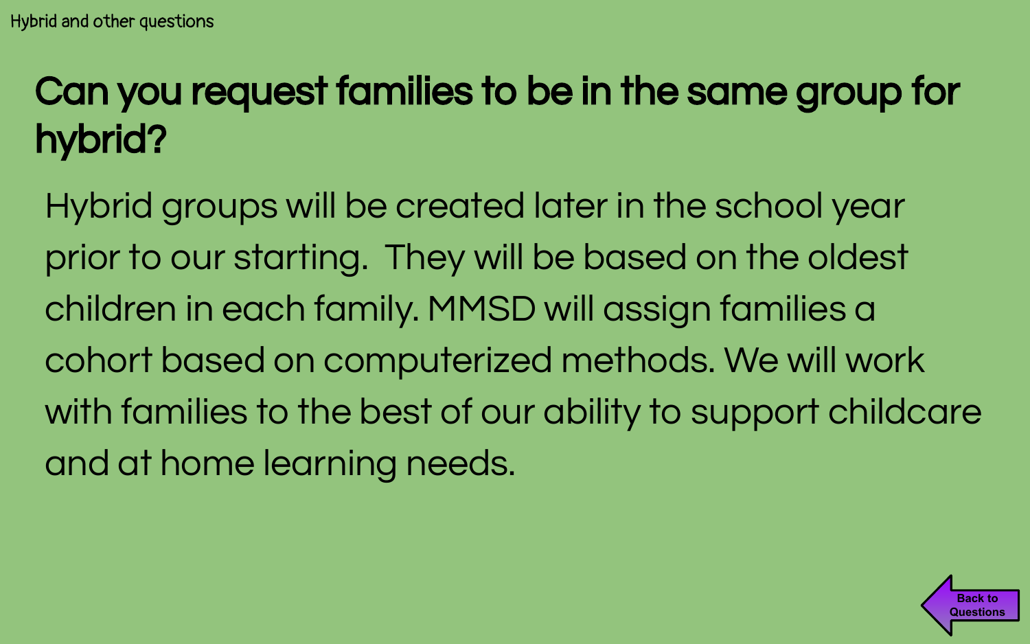# Can you request families to be in the same group for hybrid?

Hybrid groups will be created later in the school year prior to our starting.  They will be based on the oldest children in each family. MMSD will assign families a cohort based on computerized methods. We will work with families to the best of our ability to support childcare and at home learning needs.

Back to Questions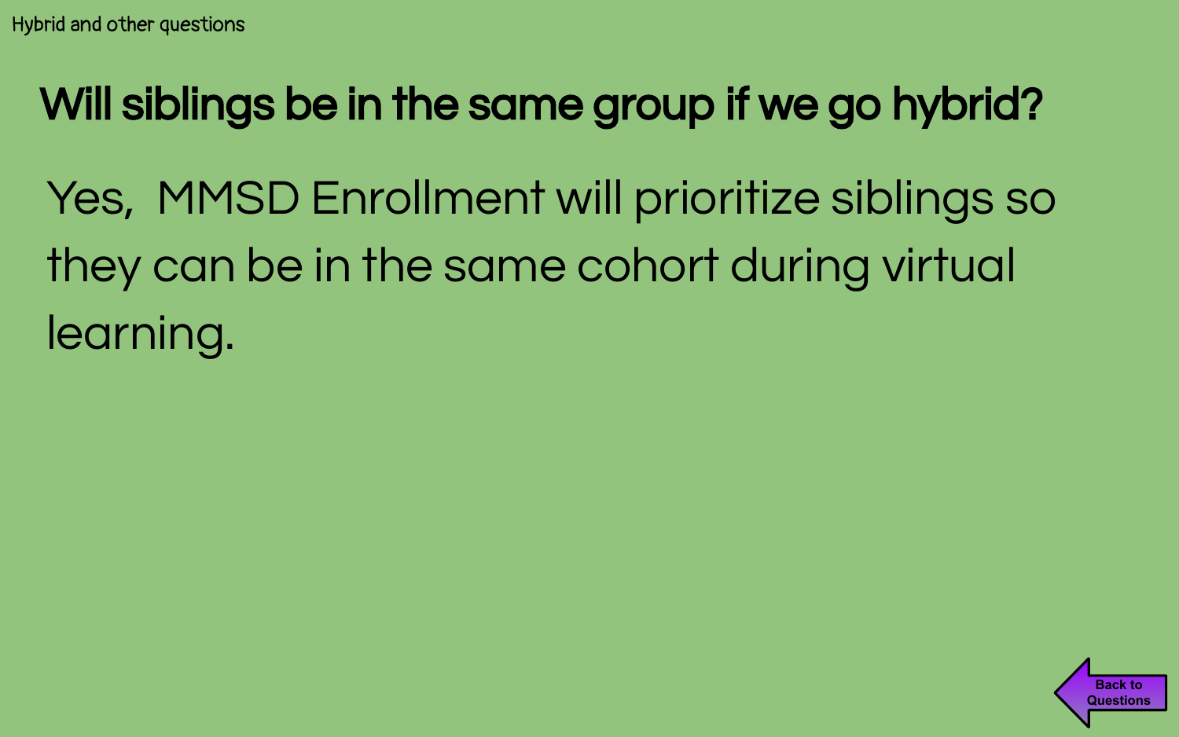Hybrid and other questions

# Will siblings be in the same group if we go hybrid?

Yes, MMSD Enrollment will prioritize siblings so they can be in the same cohort during virtual learning.

Back to Questions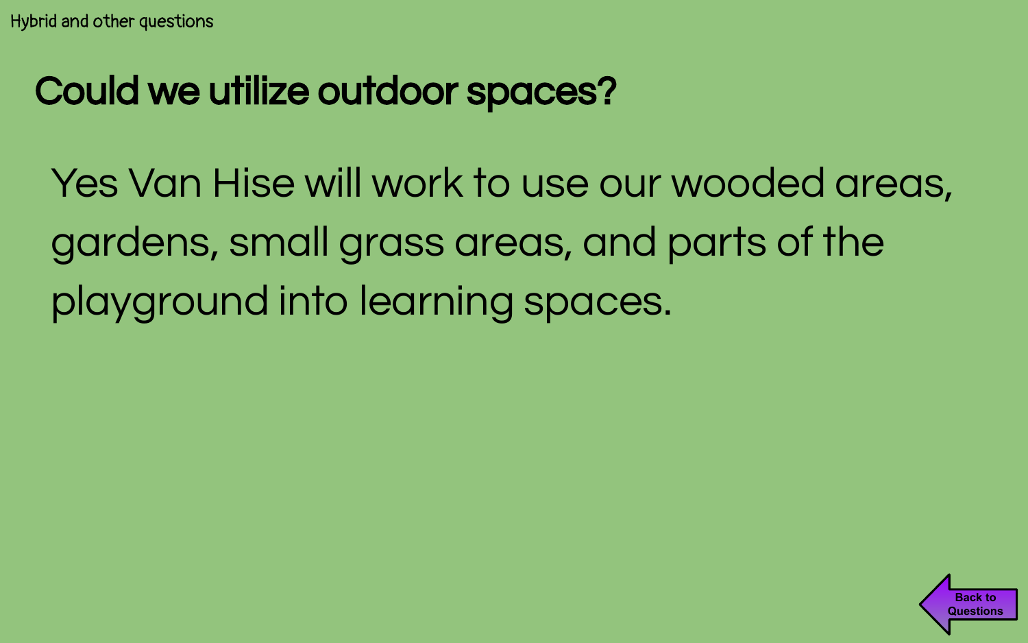Hybrid and other questions

## Could we utilize outdoor spaces?

Yes Van Hise will work to use our wooded areas, gardens, small grass areas, and parts of the playground into learning spaces.

Back to Questions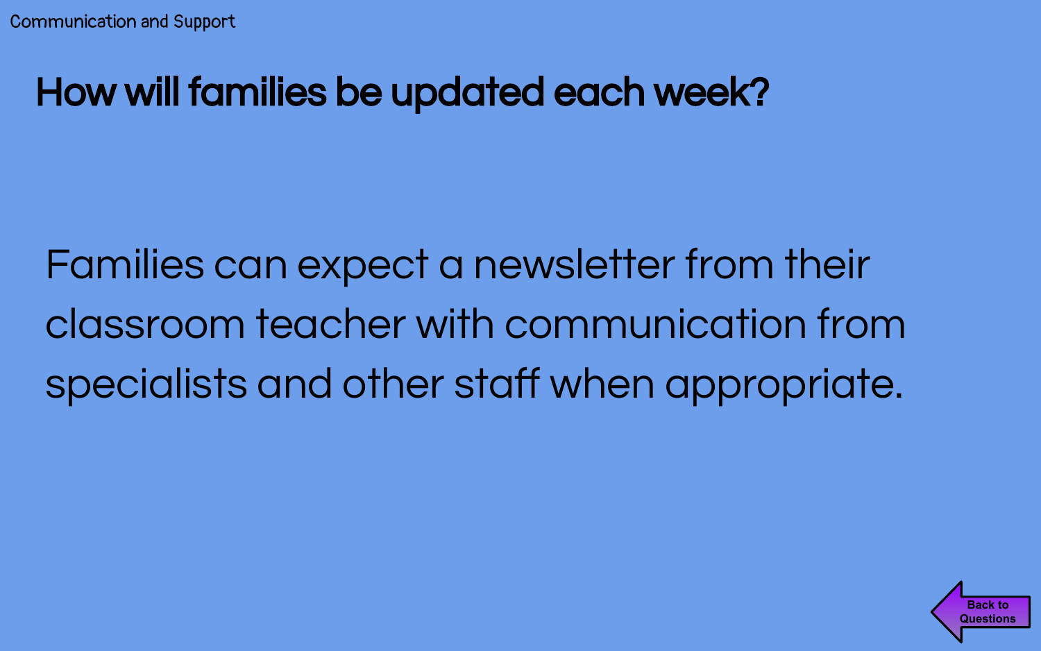Communication and Support

# How will families be updated each week?

Families can expect a newsletter from their classroom teacher with communication from specialists and other staff when appropriate.

Back to Questions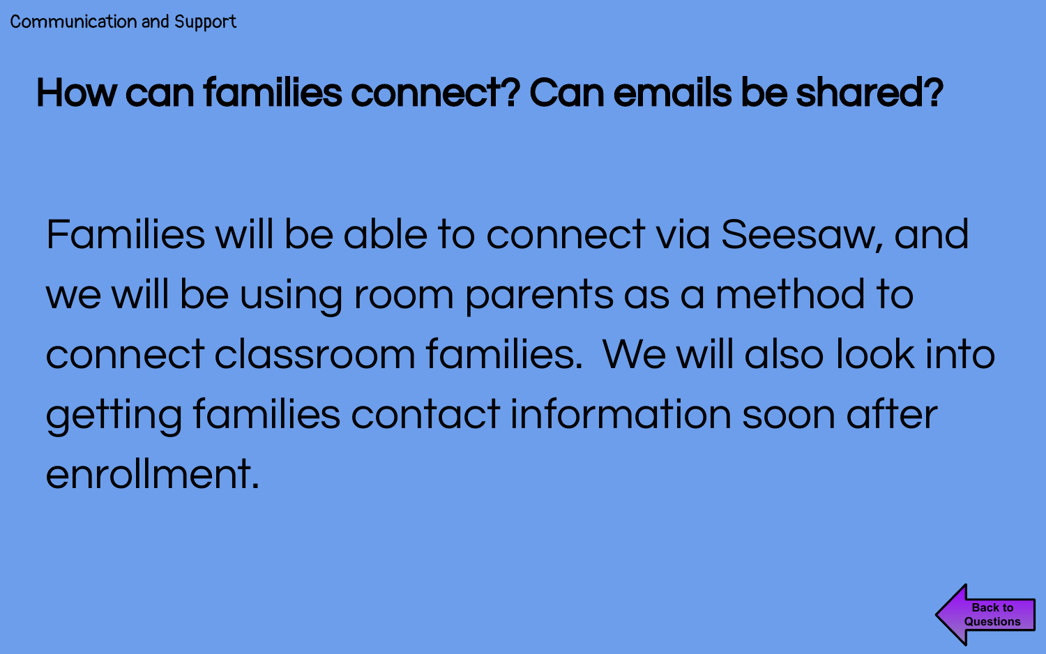Communication and Support

## How can families connect? Can emails be shared?

Families will be able to connect via Seesaw, and we will be using room parents as a method to connect classroom families. We will also look into getting families contact information soon after enrollment.

Back to Questions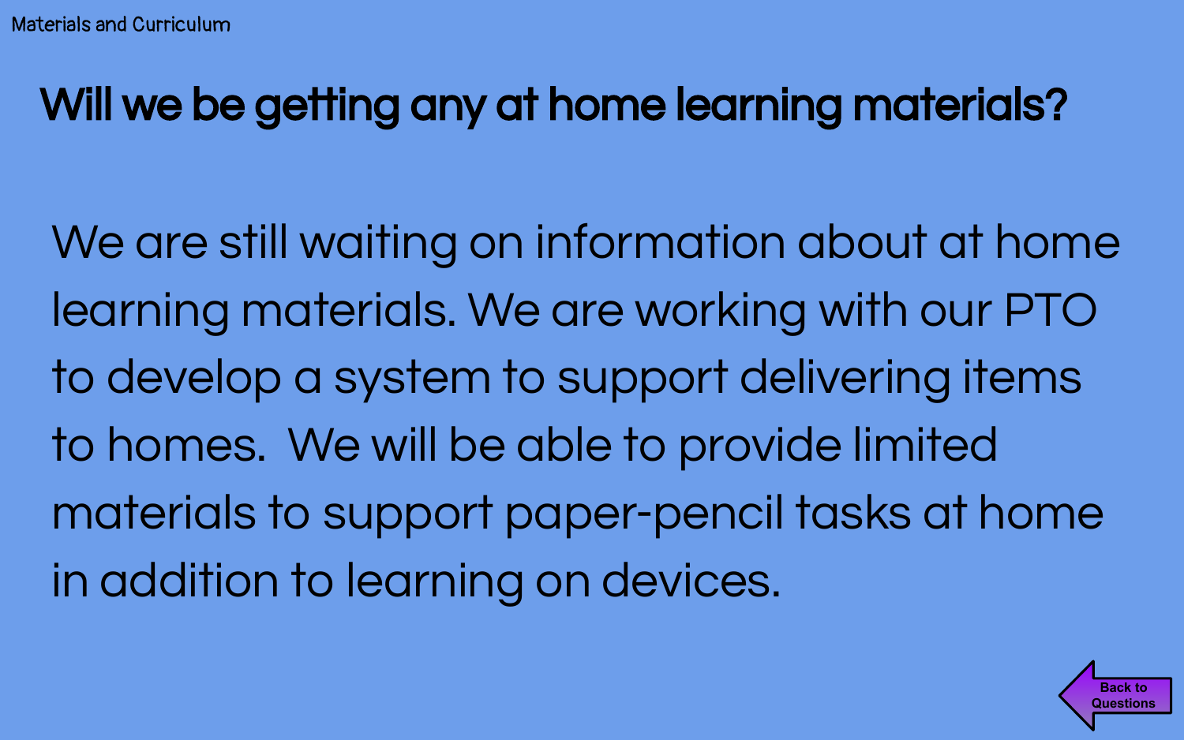Materials and Curriculum

# Will we be getting any at home learning materials?

We are still waiting on information about at home learning materials. We are working with our PTO to develop a system to support delivering items to homes. We will be able to provide limited materials to support paper-pencil tasks at home in addition to learning on devices.

Back to Questions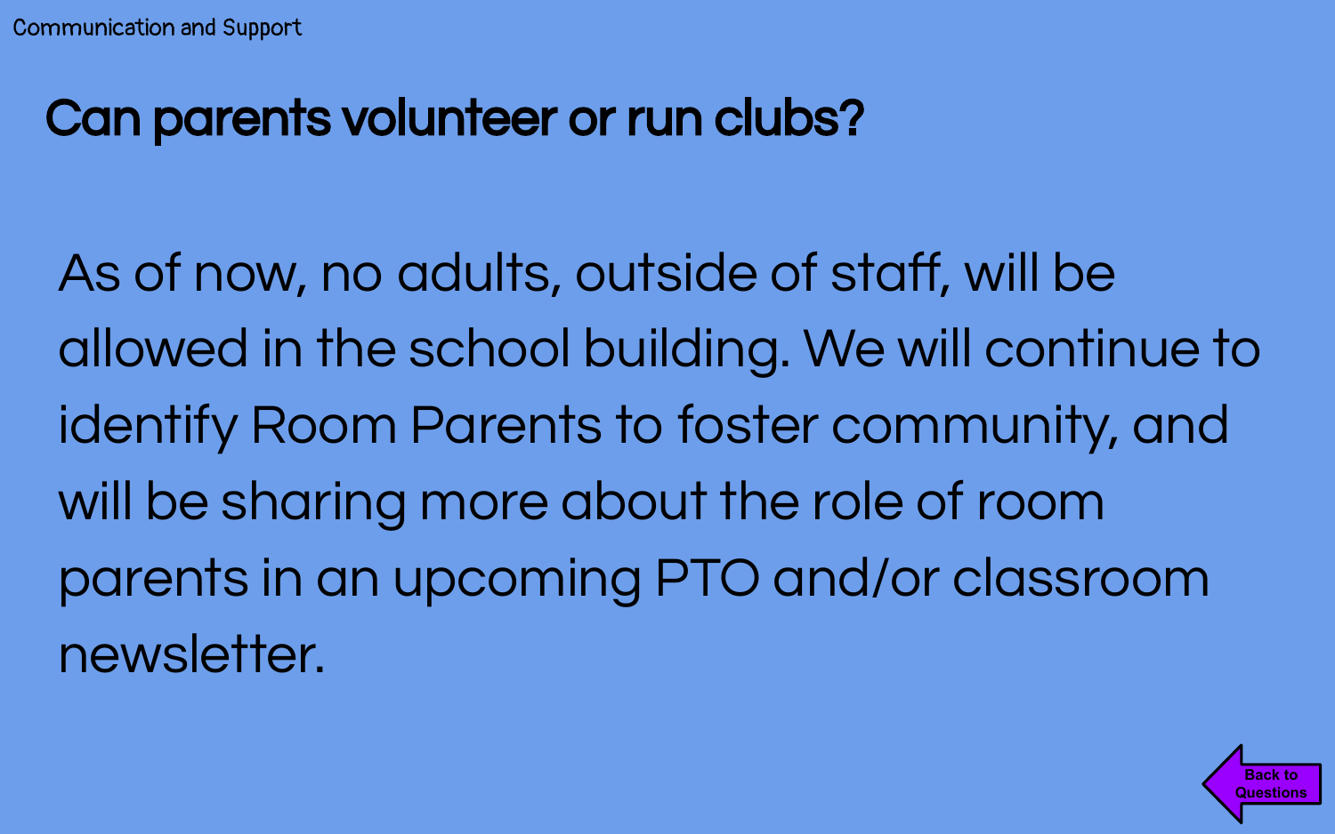Communication and Support

## Can parents volunteer or run clubs?

As of now, no adults, outside of staff, will be allowed in the school building. We will continue to identify Room Parents to foster community, and will be sharing more about the role of room parents in an upcoming PTO and/or classroom newsletter.

Back to Questions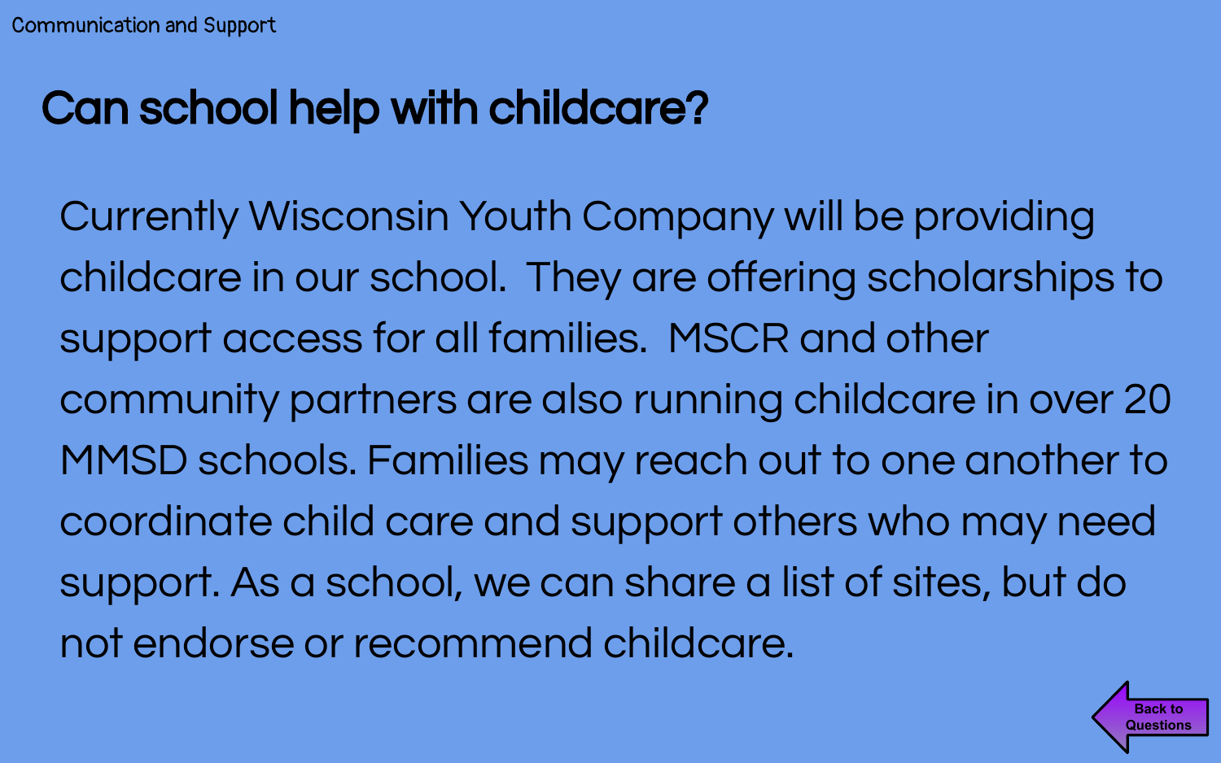Communication and Support

# Can school help with childcare?

Currently Wisconsin Youth Company will be providing childcare in our school.  They are offering scholarships to support access for all families.  MSCR and other community partners are also running childcare in over 20 MMSD schools. Families may reach out to one another to coordinate child care and support others who may need support. As a school, we can share a list of sites, but do not endorse or recommend childcare.

Back to Questions